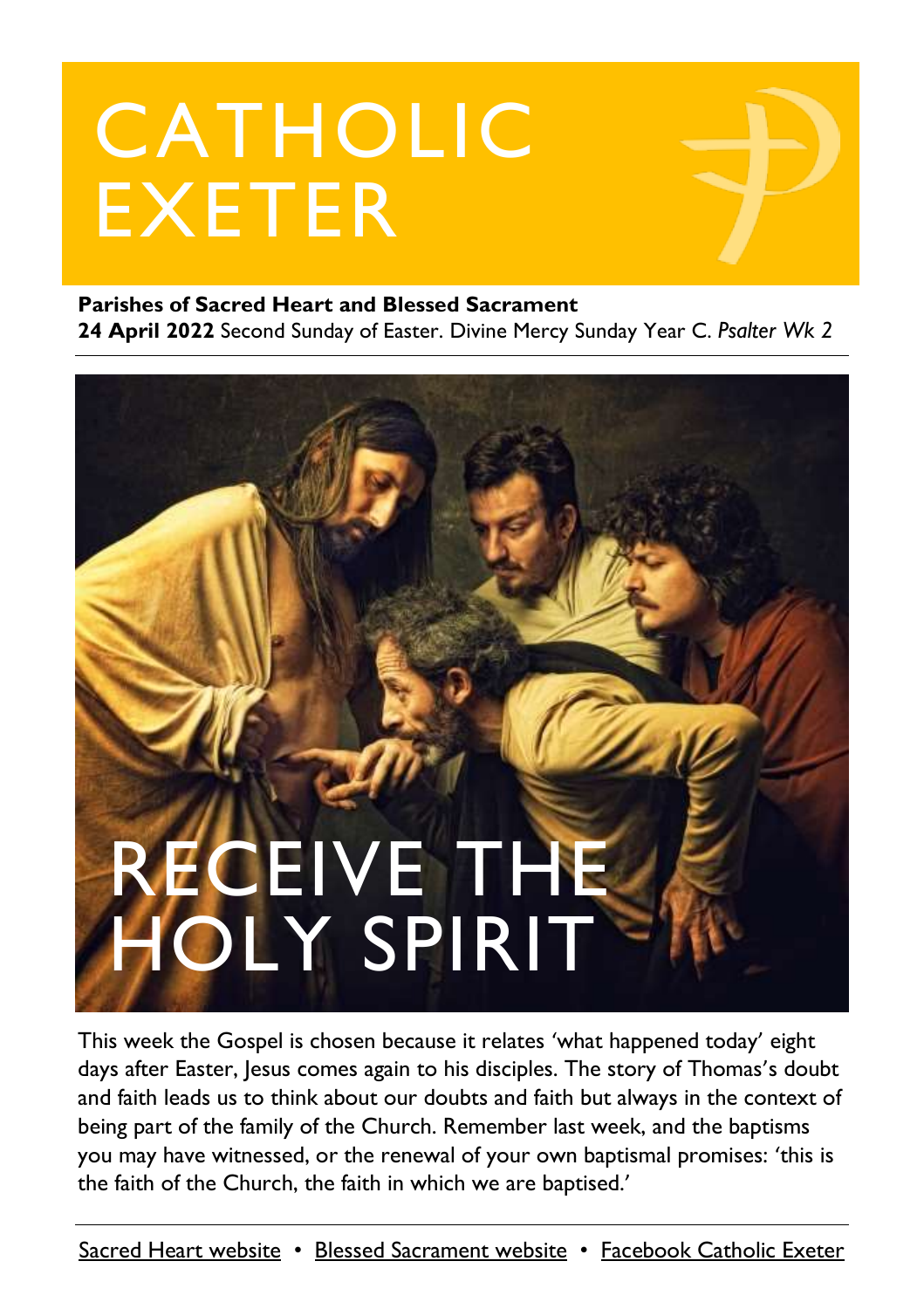# CATHOLIC EXETER

**Parishes of Sacred Heart and Blessed Sacrament**
**24 April 2022** Second Sunday of Easter. Divine Mercy Sunday Year C. *Psalter Wk 2*

## RECEIVE THE HOLY SPIRIT

This week the Gospel is chosen because it relates 'what happened today' eight days after Easter, Jesus comes again to his disciples. The story of Thomas's doubt and faith leads us to think about our doubts and faith but always in the context of being part of the family of the Church. Remember last week, and the baptisms you may have witnessed, or the renewal of your own baptismal promises: 'this is the faith of the Church, the faith in which we are baptised.'

Sacred Heart website • Blessed Sacrament website • Facebook Catholic Exeter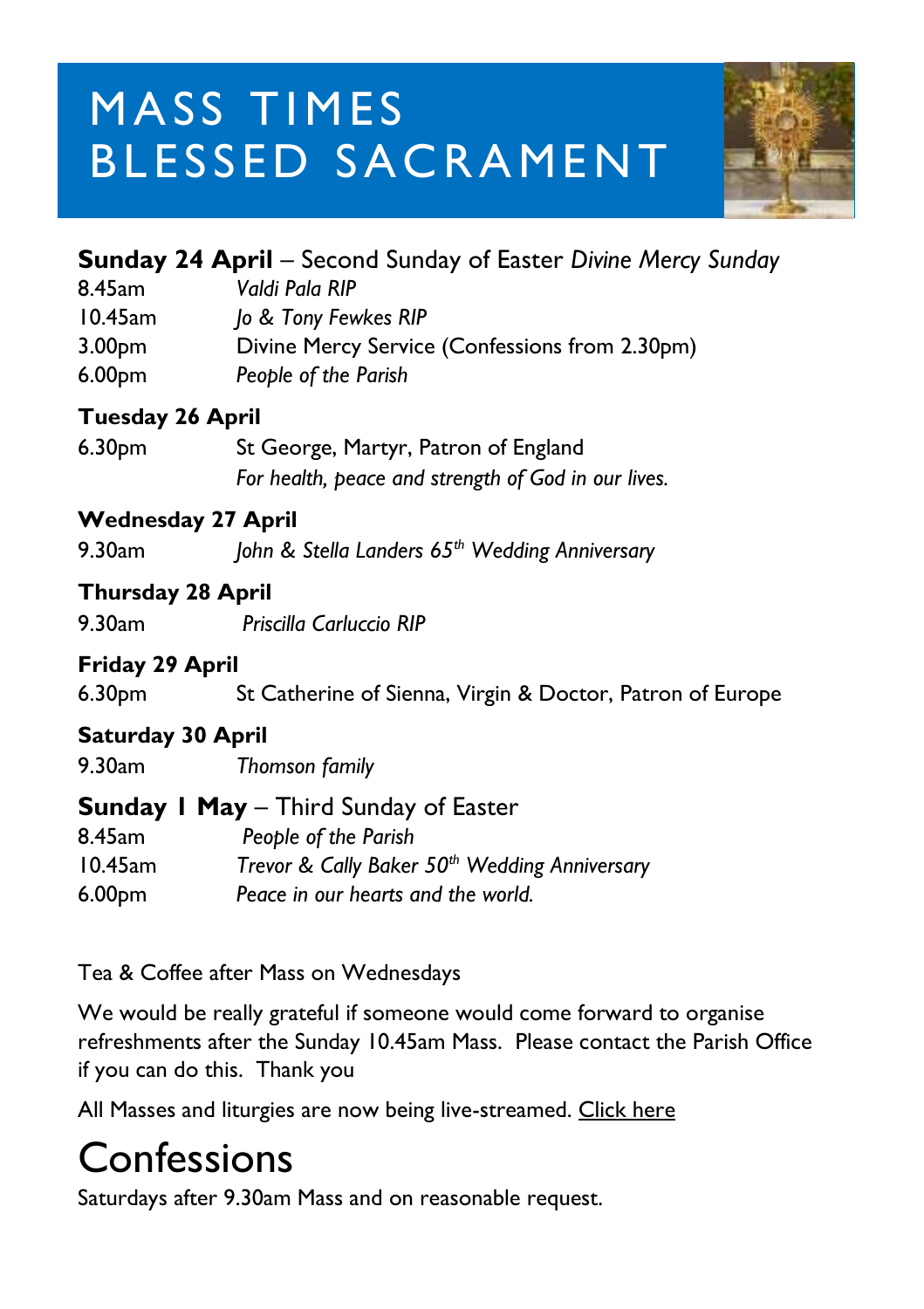# MASS TIMES BLESSED SACRAMENT

**Sunday 24 April** – Second Sunday of Easter *Divine Mercy Sunday*

8.45am *Valdi Pala RIP*

10.45am *Jo & Tony Fewkes RIP*

3.00pm Divine Mercy Service (Confessions from 2.30pm)

6.00pm *People of the Parish*

**Tuesday 26 April**

6.30pm St George, Martyr, Patron of England

*For health, peace and strength of God in our lives.*

**Wednesday 27 April**

9.30am *John & Stella Landers 65th Wedding Anniversary*

**Thursday 28 April**

9.30am *Priscilla Carluccio RIP*

**Friday 29 April**

6.30pm St Catherine of Sienna, Virgin & Doctor, Patron of Europe

**Saturday 30 April**

9.30am *Thomson family*

**Sunday 1 May** – Third Sunday of Easter

8.45am *People of the Parish*

10.45am *Trevor & Cally Baker 50th Wedding Anniversary*

6.00pm *Peace in our hearts and the world.*

Tea & Coffee after Mass on Wednesdays

We would be really grateful if someone would come forward to organise refreshments after the Sunday 10.45am Mass. Please contact the Parish Office if you can do this. Thank you

All Masses and liturgies are now being live-streamed. Click here

# Confessions

Saturdays after 9.30am Mass and on reasonable request.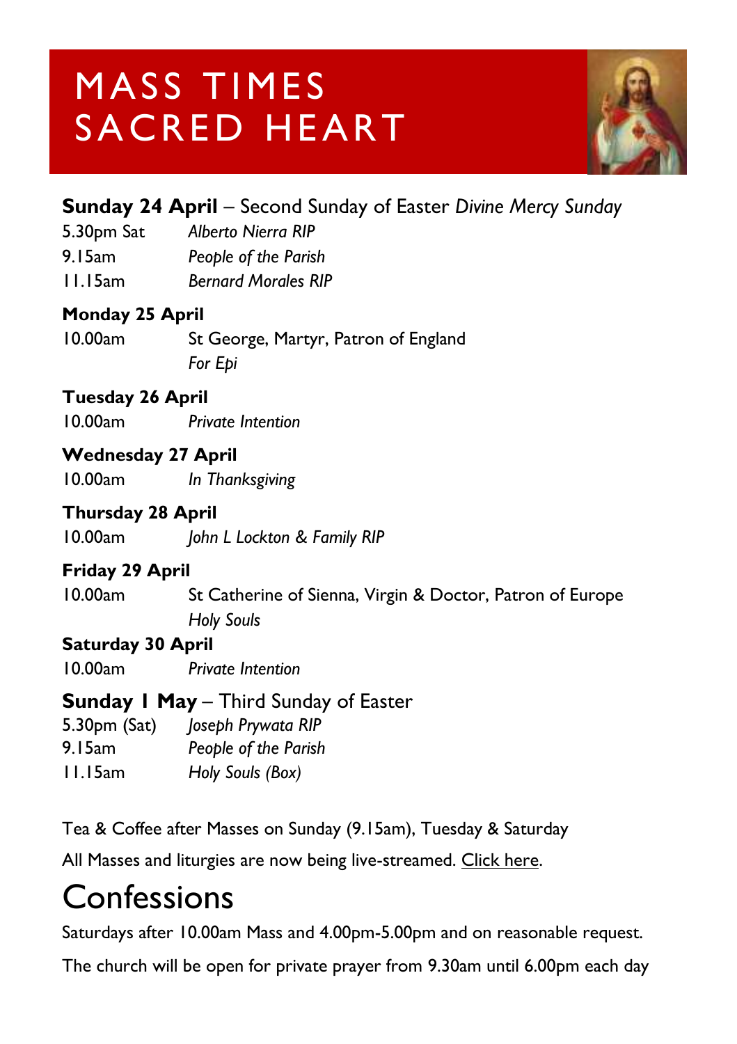# MASS TIMES SACRED HEART

**Sunday 24 April** – Second Sunday of Easter *Divine Mercy Sunday*

5.30pm Sat *Alberto Nierra RIP*
9.15am *People of the Parish*
11.15am *Bernard Morales RIP*

**Monday 25 April**

10.00am St George, Martyr, Patron of England
*For Epi*

**Tuesday 26 April**

10.00am *Private Intention*

**Wednesday 27 April**

10.00am *In Thanksgiving*

**Thursday 28 April**

10.00am *John L Lockton & Family RIP*

**Friday 29 April**

10.00am St Catherine of Sienna, Virgin & Doctor, Patron of Europe
*Holy Souls*

**Saturday 30 April**

10.00am *Private Intention*

**Sunday 1 May** – Third Sunday of Easter

5.30pm (Sat) *Joseph Prywata RIP*
9.15am *People of the Parish*
11.15am *Holy Souls (Box)*

Tea & Coffee after Masses on Sunday (9.15am), Tuesday & Saturday

All Masses and liturgies are now being live-streamed. Click here.

# Confessions

Saturdays after 10.00am Mass and 4.00pm-5.00pm and on reasonable request.

The church will be open for private prayer from 9.30am until 6.00pm each day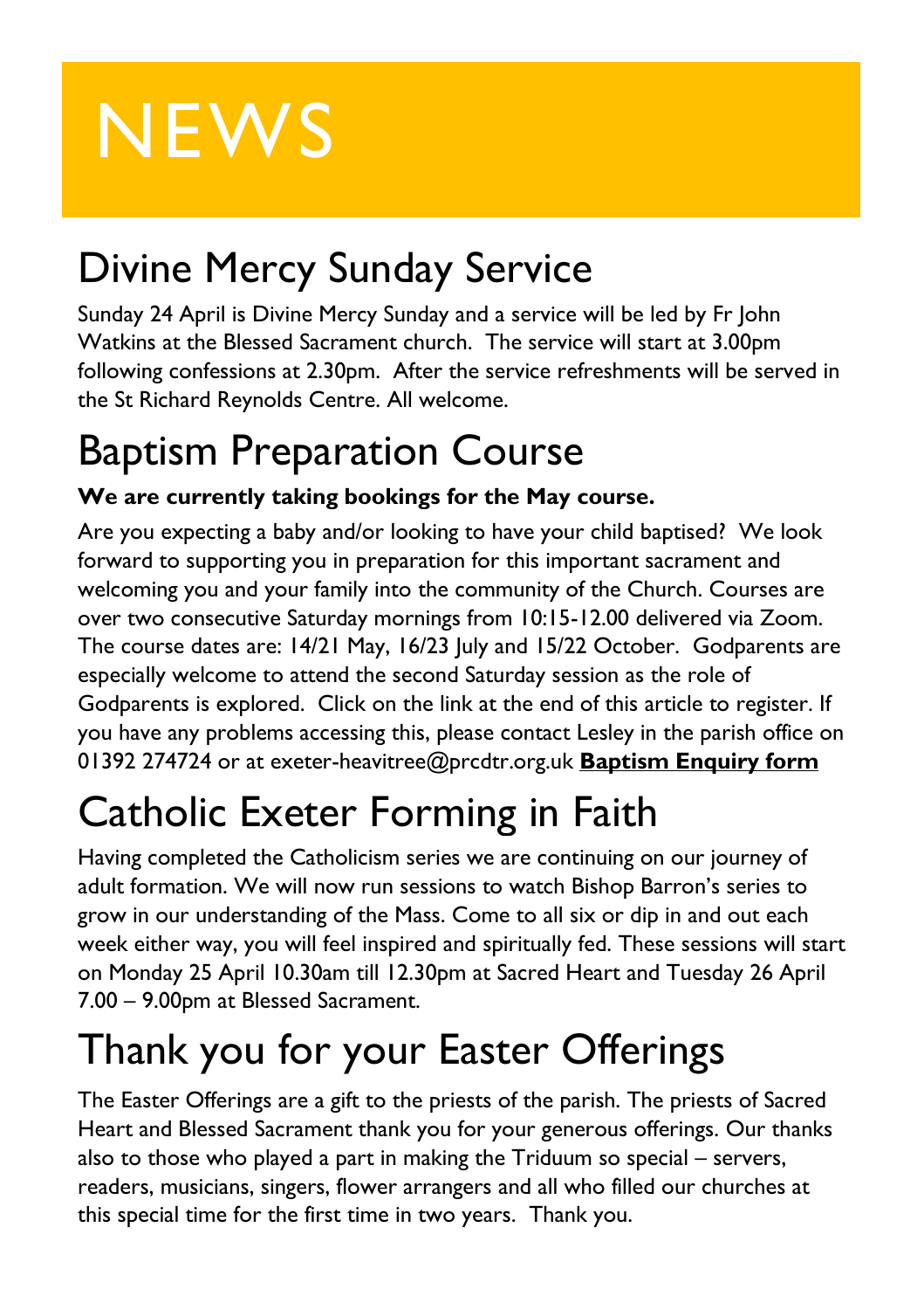# NEWS

## Divine Mercy Sunday Service

Sunday 24 April is Divine Mercy Sunday and a service will be led by Fr John Watkins at the Blessed Sacrament church. The service will start at 3.00pm following confessions at 2.30pm. After the service refreshments will be served in the St Richard Reynolds Centre. All welcome.

## Baptism Preparation Course

**We are currently taking bookings for the May course.**

Are you expecting a baby and/or looking to have your child baptised? We look forward to supporting you in preparation for this important sacrament and welcoming you and your family into the community of the Church. Courses are over two consecutive Saturday mornings from 10:15-12.00 delivered via Zoom. The course dates are: 14/21 May, 16/23 July and 15/22 October. Godparents are especially welcome to attend the second Saturday session as the role of Godparents is explored. Click on the link at the end of this article to register. If you have any problems accessing this, please contact Lesley in the parish office on 01392 274724 or at exeter-heavitree@prcdtr.org.uk **Baptism Enquiry form**

## Catholic Exeter Forming in Faith

Having completed the Catholicism series we are continuing on our journey of adult formation. We will now run sessions to watch Bishop Barron's series to grow in our understanding of the Mass. Come to all six or dip in and out each week either way, you will feel inspired and spiritually fed. These sessions will start on Monday 25 April 10.30am till 12.30pm at Sacred Heart and Tuesday 26 April 7.00 – 9.00pm at Blessed Sacrament.

## Thank you for your Easter Offerings

The Easter Offerings are a gift to the priests of the parish. The priests of Sacred Heart and Blessed Sacrament thank you for your generous offerings. Our thanks also to those who played a part in making the Triduum so special – servers, readers, musicians, singers, flower arrangers and all who filled our churches at this special time for the first time in two years. Thank you.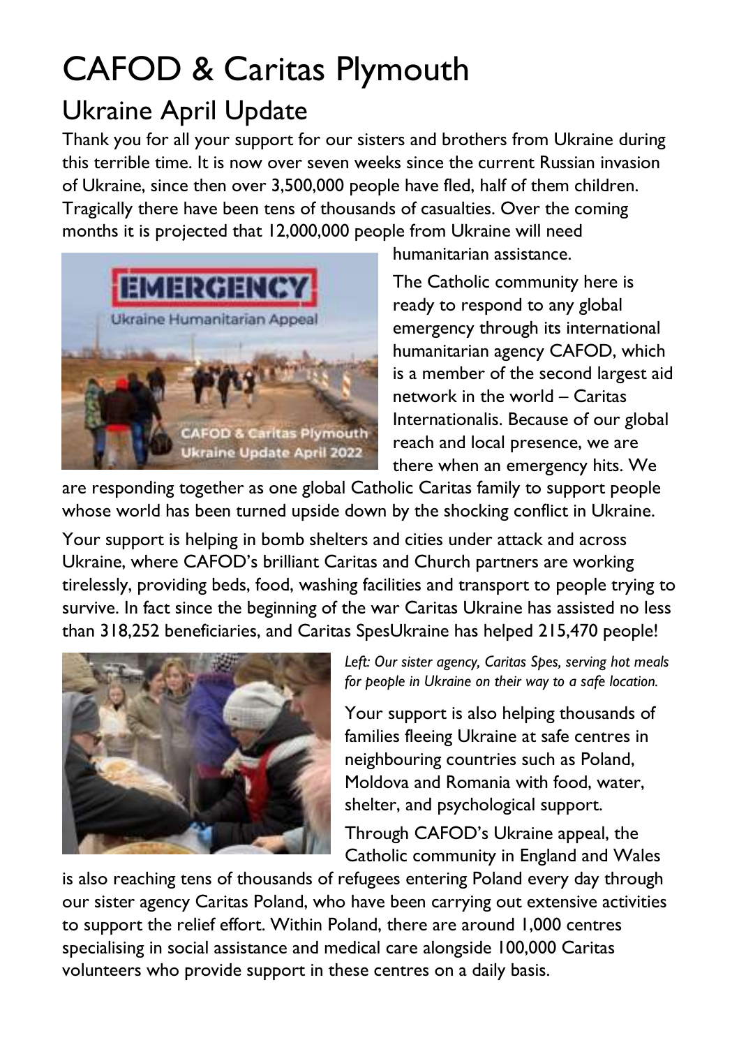# CAFOD & Caritas Plymouth

## Ukraine April Update

Thank you for all your support for our sisters and brothers from Ukraine during this terrible time. It is now over seven weeks since the current Russian invasion of Ukraine, since then over 3,500,000 people have fled, half of them children. Tragically there have been tens of thousands of casualties. Over the coming months it is projected that 12,000,000 people from Ukraine will need humanitarian assistance.

The Catholic community here is ready to respond to any global emergency through its international humanitarian agency CAFOD, which is a member of the second largest aid network in the world – Caritas Internationalis. Because of our global reach and local presence, we are there when an emergency hits. We are responding together as one global Catholic Caritas family to support people whose world has been turned upside down by the shocking conflict in Ukraine.

Your support is helping in bomb shelters and cities under attack and across Ukraine, where CAFOD's brilliant Caritas and Church partners are working tirelessly, providing beds, food, washing facilities and transport to people trying to survive. In fact since the beginning of the war Caritas Ukraine has assisted no less than 318,252 beneficiaries, and Caritas SpesUkraine has helped 215,470 people!

*Left: Our sister agency, Caritas Spes, serving hot meals for people in Ukraine on their way to a safe location.*

Your support is also helping thousands of families fleeing Ukraine at safe centres in neighbouring countries such as Poland, Moldova and Romania with food, water, shelter, and psychological support.

Through CAFOD's Ukraine appeal, the Catholic community in England and Wales is also reaching tens of thousands of refugees entering Poland every day through our sister agency Caritas Poland, who have been carrying out extensive activities to support the relief effort. Within Poland, there are around 1,000 centres specialising in social assistance and medical care alongside 100,000 Caritas volunteers who provide support in these centres on a daily basis.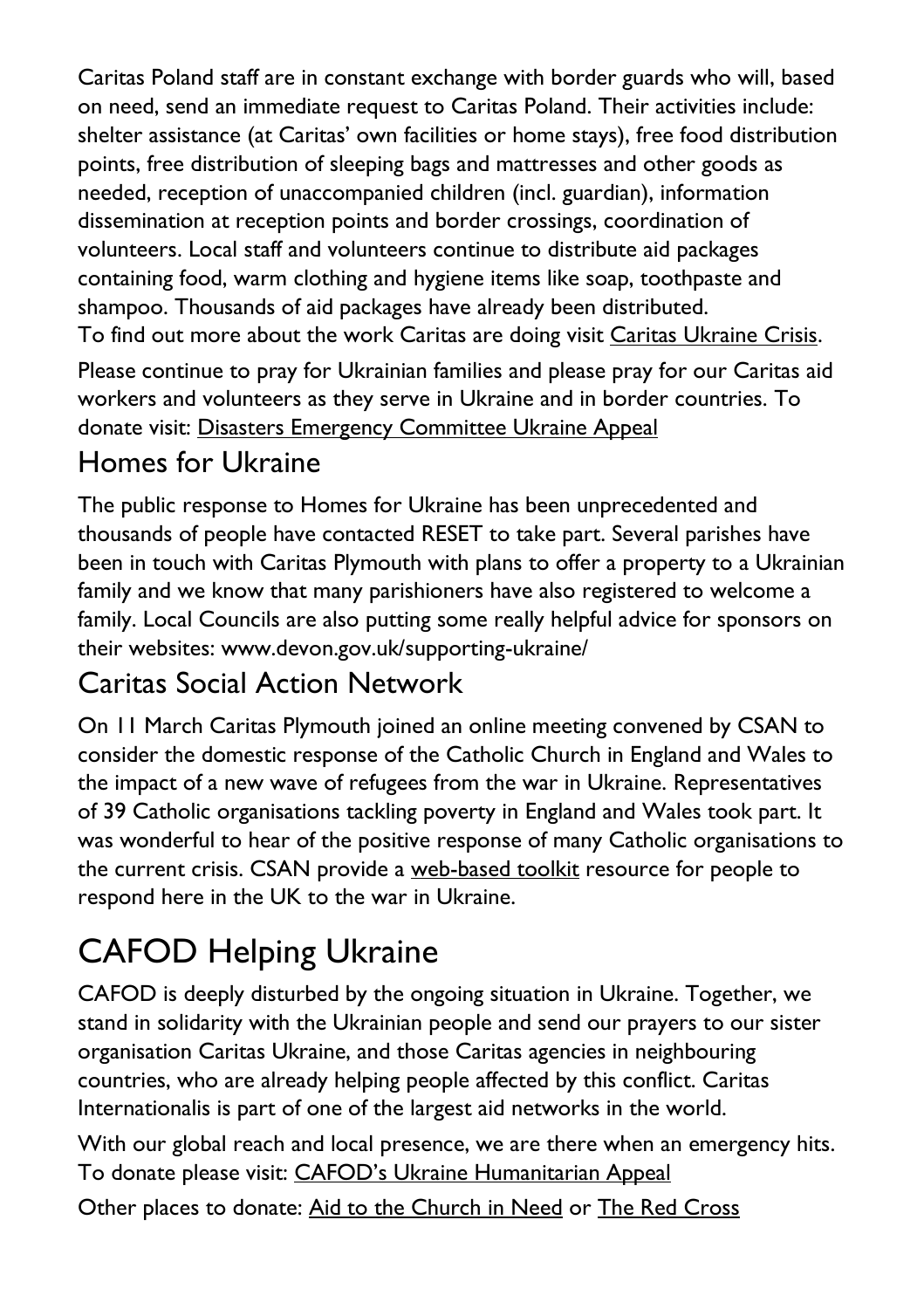Caritas Poland staff are in constant exchange with border guards who will, based on need, send an immediate request to Caritas Poland. Their activities include: shelter assistance (at Caritas' own facilities or home stays), free food distribution points, free distribution of sleeping bags and mattresses and other goods as needed, reception of unaccompanied children (incl. guardian), information dissemination at reception points and border crossings, coordination of volunteers. Local staff and volunteers continue to distribute aid packages containing food, warm clothing and hygiene items like soap, toothpaste and shampoo. Thousands of aid packages have already been distributed.
To find out more about the work Caritas are doing visit Caritas Ukraine Crisis.

Please continue to pray for Ukrainian families and please pray for our Caritas aid workers and volunteers as they serve in Ukraine and in border countries. To donate visit: Disasters Emergency Committee Ukraine Appeal

## Homes for Ukraine

The public response to Homes for Ukraine has been unprecedented and thousands of people have contacted RESET to take part. Several parishes have been in touch with Caritas Plymouth with plans to offer a property to a Ukrainian family and we know that many parishioners have also registered to welcome a family. Local Councils are also putting some really helpful advice for sponsors on their websites: www.devon.gov.uk/supporting-ukraine/

## Caritas Social Action Network

On 11 March Caritas Plymouth joined an online meeting convened by CSAN to consider the domestic response of the Catholic Church in England and Wales to the impact of a new wave of refugees from the war in Ukraine. Representatives of 39 Catholic organisations tackling poverty in England and Wales took part. It was wonderful to hear of the positive response of many Catholic organisations to the current crisis. CSAN provide a web-based toolkit resource for people to respond here in the UK to the war in Ukraine.

# CAFOD Helping Ukraine

CAFOD is deeply disturbed by the ongoing situation in Ukraine. Together, we stand in solidarity with the Ukrainian people and send our prayers to our sister organisation Caritas Ukraine, and those Caritas agencies in neighbouring countries, who are already helping people affected by this conflict. Caritas Internationalis is part of one of the largest aid networks in the world.

With our global reach and local presence, we are there when an emergency hits. To donate please visit: CAFOD's Ukraine Humanitarian Appeal

Other places to donate: Aid to the Church in Need or The Red Cross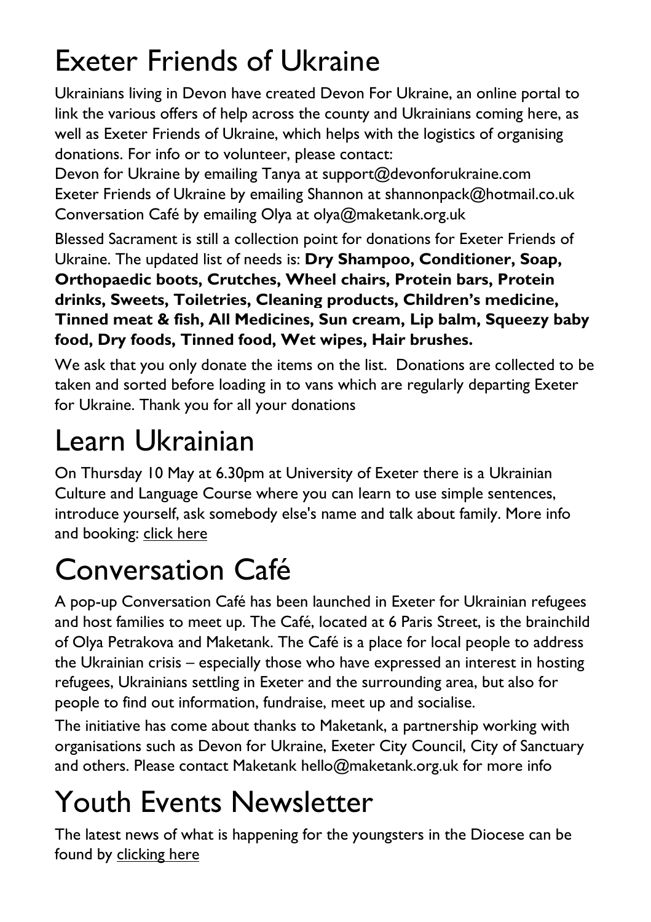# Exeter Friends of Ukraine

Ukrainians living in Devon have created Devon For Ukraine, an online portal to link the various offers of help across the county and Ukrainians coming here, as well as Exeter Friends of Ukraine, which helps with the logistics of organising donations. For info or to volunteer, please contact:

Devon for Ukraine by emailing Tanya at support@devonforukraine.com
Exeter Friends of Ukraine by emailing Shannon at shannonpack@hotmail.co.uk
Conversation Café by emailing Olya at olya@maketank.org.uk

Blessed Sacrament is still a collection point for donations for Exeter Friends of Ukraine. The updated list of needs is: **Dry Shampoo, Conditioner, Soap, Orthopaedic boots, Crutches, Wheel chairs, Protein bars, Protein drinks, Sweets, Toiletries, Cleaning products, Children's medicine, Tinned meat & fish, All Medicines, Sun cream, Lip balm, Squeezy baby food, Dry foods, Tinned food, Wet wipes, Hair brushes.**

We ask that you only donate the items on the list. Donations are collected to be taken and sorted before loading in to vans which are regularly departing Exeter for Ukraine. Thank you for all your donations

# Learn Ukrainian

On Thursday 10 May at 6.30pm at University of Exeter there is a Ukrainian Culture and Language Course where you can learn to use simple sentences, introduce yourself, ask somebody else's name and talk about family. More info and booking: click here

# Conversation Café

A pop-up Conversation Café has been launched in Exeter for Ukrainian refugees and host families to meet up. The Café, located at 6 Paris Street, is the brainchild of Olya Petrakova and Maketank. The Café is a place for local people to address the Ukrainian crisis – especially those who have expressed an interest in hosting refugees, Ukrainians settling in Exeter and the surrounding area, but also for people to find out information, fundraise, meet up and socialise.

The initiative has come about thanks to Maketank, a partnership working with organisations such as Devon for Ukraine, Exeter City Council, City of Sanctuary and others. Please contact Maketank hello@maketank.org.uk for more info

# Youth Events Newsletter

The latest news of what is happening for the youngsters in the Diocese can be found by clicking here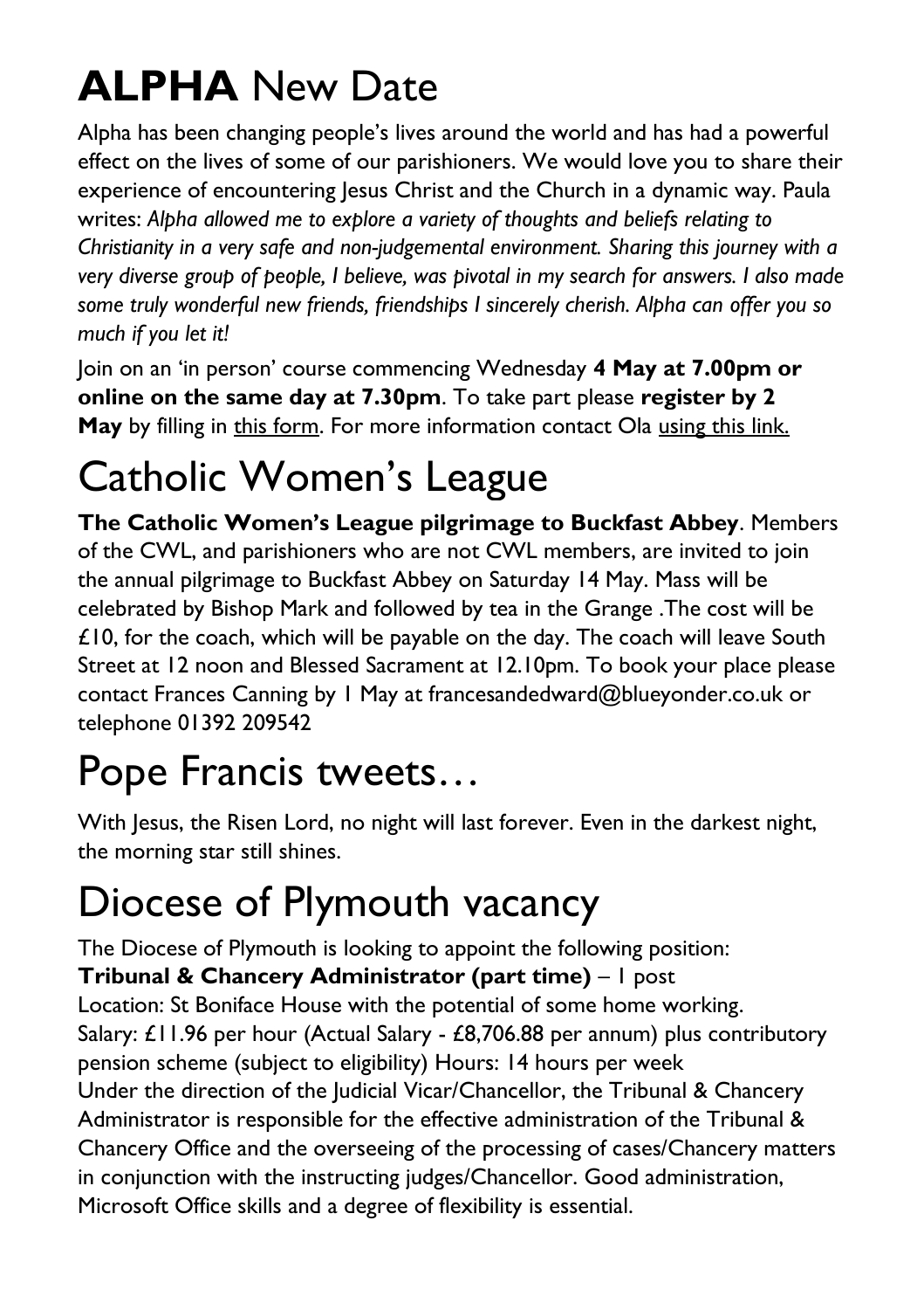# **ALPHA** New Date

Alpha has been changing people's lives around the world and has had a powerful effect on the lives of some of our parishioners. We would love you to share their experience of encountering Jesus Christ and the Church in a dynamic way. Paula writes: *Alpha allowed me to explore a variety of thoughts and beliefs relating to Christianity in a very safe and non-judgemental environment. Sharing this journey with a very diverse group of people, I believe, was pivotal in my search for answers. I also made some truly wonderful new friends, friendships I sincerely cherish. Alpha can offer you so much if you let it!*

Join on an 'in person' course commencing Wednesday **4 May at 7.00pm or online on the same day at 7.30pm**. To take part please **register by 2 May** by filling in this form. For more information contact Ola using this link.

# Catholic Women's League

**The Catholic Women's League pilgrimage to Buckfast Abbey**. Members of the CWL, and parishioners who are not CWL members, are invited to join the annual pilgrimage to Buckfast Abbey on Saturday 14 May. Mass will be celebrated by Bishop Mark and followed by tea in the Grange .The cost will be £10, for the coach, which will be payable on the day. The coach will leave South Street at 12 noon and Blessed Sacrament at 12.10pm. To book your place please contact Frances Canning by 1 May at francesandedward@blueyonder.co.uk or telephone 01392 209542

# Pope Francis tweets…

With Jesus, the Risen Lord, no night will last forever. Even in the darkest night, the morning star still shines.

# Diocese of Plymouth vacancy

The Diocese of Plymouth is looking to appoint the following position:
**Tribunal & Chancery Administrator (part time)** – 1 post
Location: St Boniface House with the potential of some home working.
Salary: £11.96 per hour (Actual Salary - £8,706.88 per annum) plus contributory pension scheme (subject to eligibility) Hours: 14 hours per week
Under the direction of the Judicial Vicar/Chancellor, the Tribunal & Chancery Administrator is responsible for the effective administration of the Tribunal & Chancery Office and the overseeing of the processing of cases/Chancery matters in conjunction with the instructing judges/Chancellor. Good administration, Microsoft Office skills and a degree of flexibility is essential.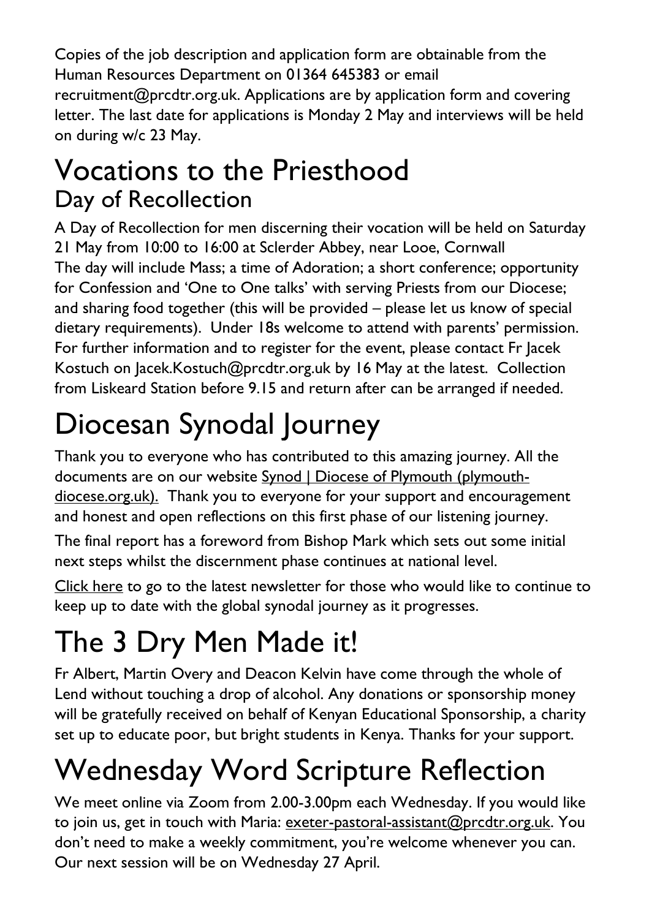Copies of the job description and application form are obtainable from the Human Resources Department on 01364 645383 or email recruitment@prcdtr.org.uk. Applications are by application form and covering letter. The last date for applications is Monday 2 May and interviews will be held on during w/c 23 May.

# Vocations to the Priesthood

## Day of Recollection

A Day of Recollection for men discerning their vocation will be held on Saturday 21 May from 10:00 to 16:00 at Sclerder Abbey, near Looe, Cornwall
The day will include Mass; a time of Adoration; a short conference; opportunity for Confession and 'One to One talks' with serving Priests from our Diocese; and sharing food together (this will be provided – please let us know of special dietary requirements). Under 18s welcome to attend with parents' permission. For further information and to register for the event, please contact Fr Jacek Kostuch on Jacek.Kostuch@prcdtr.org.uk by 16 May at the latest. Collection from Liskeard Station before 9.15 and return after can be arranged if needed.

# Diocesan Synodal Journey

Thank you to everyone who has contributed to this amazing journey. All the documents are on our website Synod | Diocese of Plymouth (plymouth-diocese.org.uk). Thank you to everyone for your support and encouragement and honest and open reflections on this first phase of our listening journey.

The final report has a foreword from Bishop Mark which sets out some initial next steps whilst the discernment phase continues at national level.

Click here to go to the latest newsletter for those who would like to continue to keep up to date with the global synodal journey as it progresses.

# The 3 Dry Men Made it!

Fr Albert, Martin Overy and Deacon Kelvin have come through the whole of Lend without touching a drop of alcohol. Any donations or sponsorship money will be gratefully received on behalf of Kenyan Educational Sponsorship, a charity set up to educate poor, but bright students in Kenya. Thanks for your support.

# Wednesday Word Scripture Reflection

We meet online via Zoom from 2.00-3.00pm each Wednesday. If you would like to join us, get in touch with Maria: exeter-pastoral-assistant@prcdtr.org.uk. You don't need to make a weekly commitment, you're welcome whenever you can. Our next session will be on Wednesday 27 April.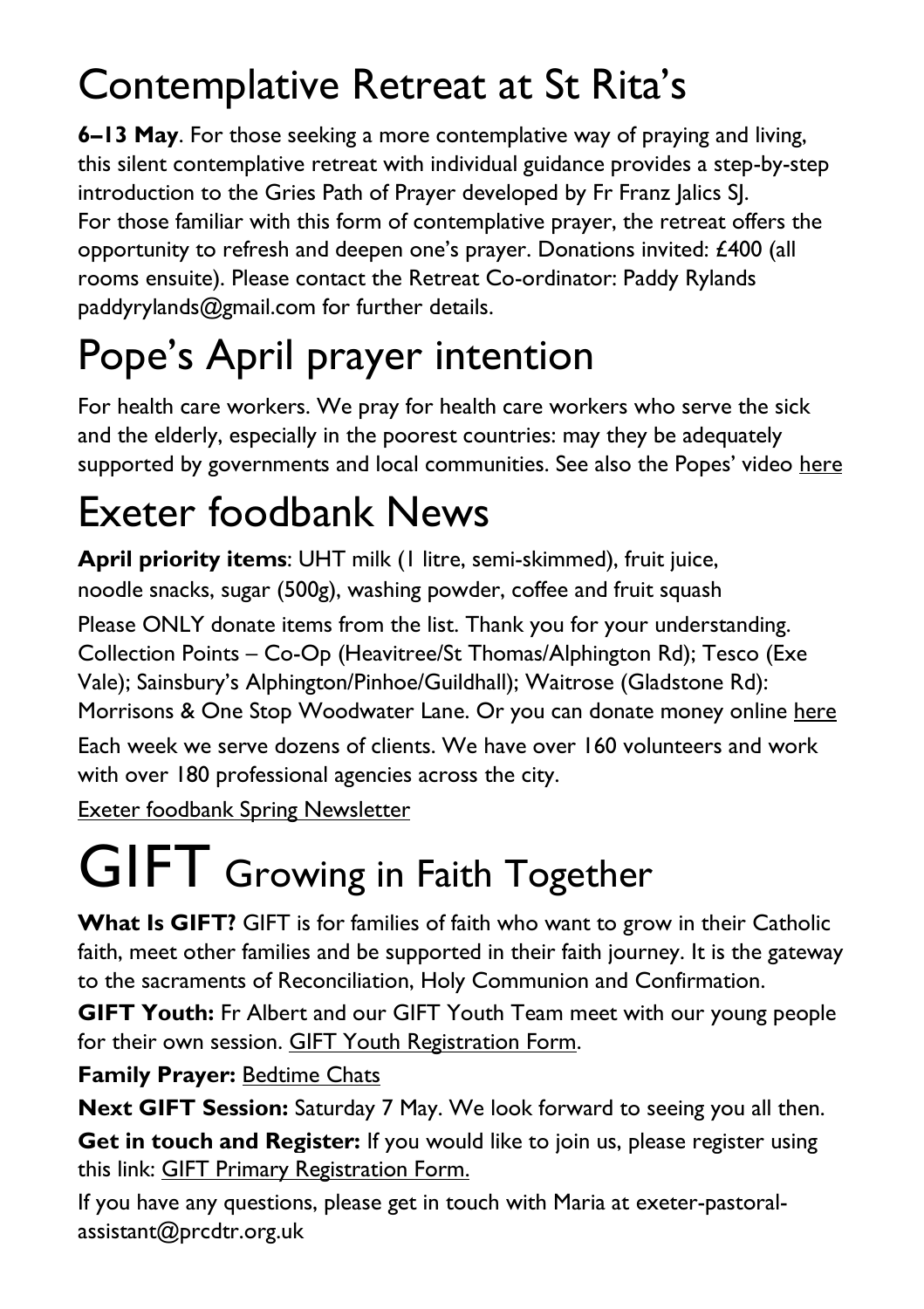# Contemplative Retreat at St Rita's

**6–13 May**. For those seeking a more contemplative way of praying and living, this silent contemplative retreat with individual guidance provides a step-by-step introduction to the Gries Path of Prayer developed by Fr Franz Jalics SJ. For those familiar with this form of contemplative prayer, the retreat offers the opportunity to refresh and deepen one's prayer. Donations invited: £400 (all rooms ensuite). Please contact the Retreat Co-ordinator: Paddy Rylands paddyrylands@gmail.com for further details.

# Pope's April prayer intention

For health care workers. We pray for health care workers who serve the sick and the elderly, especially in the poorest countries: may they be adequately supported by governments and local communities. See also the Popes' video here

# Exeter foodbank News

**April priority items**: UHT milk (1 litre, semi-skimmed), fruit juice, noodle snacks, sugar (500g), washing powder, coffee and fruit squash

Please ONLY donate items from the list. Thank you for your understanding. Collection Points – Co-Op (Heavitree/St Thomas/Alphington Rd); Tesco (Exe Vale); Sainsbury's Alphington/Pinhoe/Guildhall); Waitrose (Gladstone Rd): Morrisons & One Stop Woodwater Lane. Or you can donate money online here

Each week we serve dozens of clients. We have over 160 volunteers and work with over 180 professional agencies across the city.

Exeter foodbank Spring Newsletter

# GIFT Growing in Faith Together

**What Is GIFT?** GIFT is for families of faith who want to grow in their Catholic faith, meet other families and be supported in their faith journey. It is the gateway to the sacraments of Reconciliation, Holy Communion and Confirmation.

**GIFT Youth:** Fr Albert and our GIFT Youth Team meet with our young people for their own session. GIFT Youth Registration Form.

**Family Prayer:** Bedtime Chats

**Next GIFT Session:** Saturday 7 May. We look forward to seeing you all then.

**Get in touch and Register:** If you would like to join us, please register using this link: GIFT Primary Registration Form.

If you have any questions, please get in touch with Maria at exeter-pastoral-assistant@prcdtr.org.uk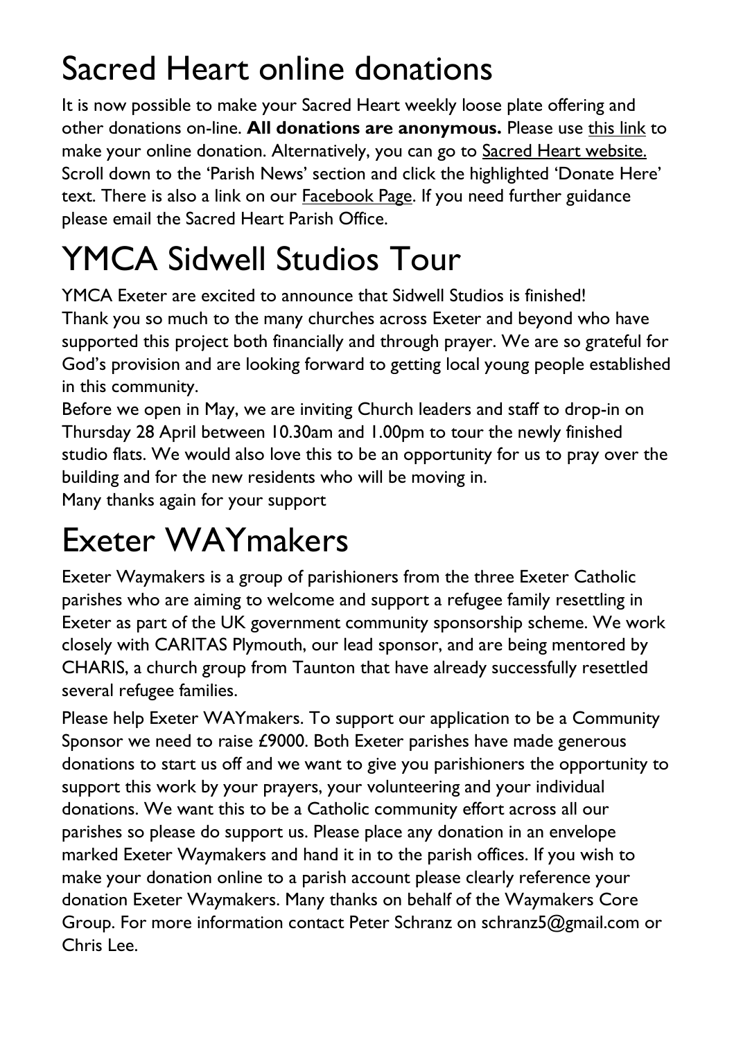# Sacred Heart online donations

It is now possible to make your Sacred Heart weekly loose plate offering and other donations on-line. **All donations are anonymous.** Please use this link to make your online donation. Alternatively, you can go to Sacred Heart website. Scroll down to the 'Parish News' section and click the highlighted 'Donate Here' text. There is also a link on our Facebook Page. If you need further guidance please email the Sacred Heart Parish Office.

# YMCA Sidwell Studios Tour

YMCA Exeter are excited to announce that Sidwell Studios is finished!
Thank you so much to the many churches across Exeter and beyond who have supported this project both financially and through prayer. We are so grateful for God's provision and are looking forward to getting local young people established in this community.
Before we open in May, we are inviting Church leaders and staff to drop-in on Thursday 28 April between 10.30am and 1.00pm to tour the newly finished studio flats. We would also love this to be an opportunity for us to pray over the building and for the new residents who will be moving in.
Many thanks again for your support

# Exeter WAYmakers

Exeter Waymakers is a group of parishioners from the three Exeter Catholic parishes who are aiming to welcome and support a refugee family resettling in Exeter as part of the UK government community sponsorship scheme. We work closely with CARITAS Plymouth, our lead sponsor, and are being mentored by CHARIS, a church group from Taunton that have already successfully resettled several refugee families.

Please help Exeter WAYmakers. To support our application to be a Community Sponsor we need to raise £9000. Both Exeter parishes have made generous donations to start us off and we want to give you parishioners the opportunity to support this work by your prayers, your volunteering and your individual donations. We want this to be a Catholic community effort across all our parishes so please do support us. Please place any donation in an envelope marked Exeter Waymakers and hand it in to the parish offices. If you wish to make your donation online to a parish account please clearly reference your donation Exeter Waymakers. Many thanks on behalf of the Waymakers Core Group. For more information contact Peter Schranz on schranz5@gmail.com or Chris Lee.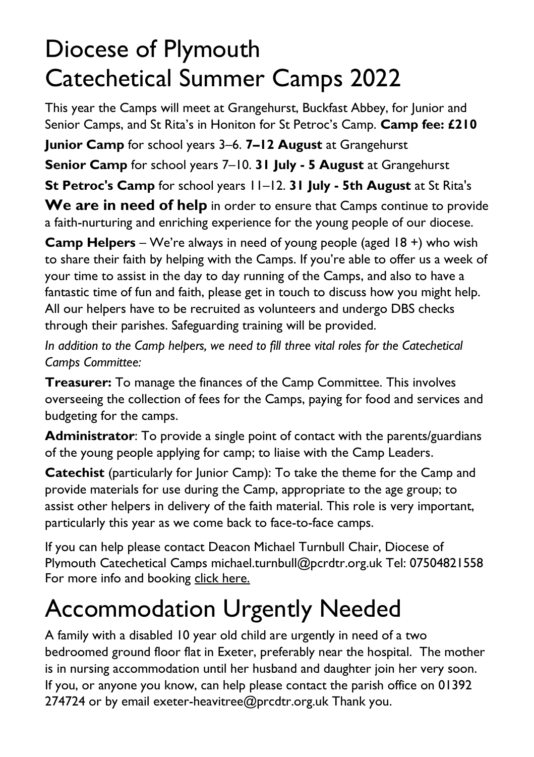# Diocese of Plymouth Catechetical Summer Camps 2022

This year the Camps will meet at Grangehurst, Buckfast Abbey, for Junior and Senior Camps, and St Rita's in Honiton for St Petroc's Camp. **Camp fee: £210**

**Junior Camp** for school years 3–6. **7–12 August** at Grangehurst

**Senior Camp** for school years 7–10. **31 July - 5 August** at Grangehurst

**St Petroc's Camp** for school years 11–12. **31 July - 5th August** at St Rita's

**We are in need of help** in order to ensure that Camps continue to provide a faith-nurturing and enriching experience for the young people of our diocese.

**Camp Helpers** – We're always in need of young people (aged 18 +) who wish to share their faith by helping with the Camps. If you're able to offer us a week of your time to assist in the day to day running of the Camps, and also to have a fantastic time of fun and faith, please get in touch to discuss how you might help. All our helpers have to be recruited as volunteers and undergo DBS checks through their parishes. Safeguarding training will be provided.

*In addition to the Camp helpers, we need to fill three vital roles for the Catechetical Camps Committee:*

**Treasurer:** To manage the finances of the Camp Committee. This involves overseeing the collection of fees for the Camps, paying for food and services and budgeting for the camps.

**Administrator**: To provide a single point of contact with the parents/guardians of the young people applying for camp; to liaise with the Camp Leaders.

**Catechist** (particularly for Junior Camp): To take the theme for the Camp and provide materials for use during the Camp, appropriate to the age group; to assist other helpers in delivery of the faith material. This role is very important, particularly this year as we come back to face-to-face camps.

If you can help please contact Deacon Michael Turnbull Chair, Diocese of Plymouth Catechetical Camps michael.turnbull@pcrdtr.org.uk Tel: 07504821558 For more info and booking click here.

# Accommodation Urgently Needed

A family with a disabled 10 year old child are urgently in need of a two bedroomed ground floor flat in Exeter, preferably near the hospital. The mother is in nursing accommodation until her husband and daughter join her very soon. If you, or anyone you know, can help please contact the parish office on 01392 274724 or by email exeter-heavitree@prcdtr.org.uk Thank you.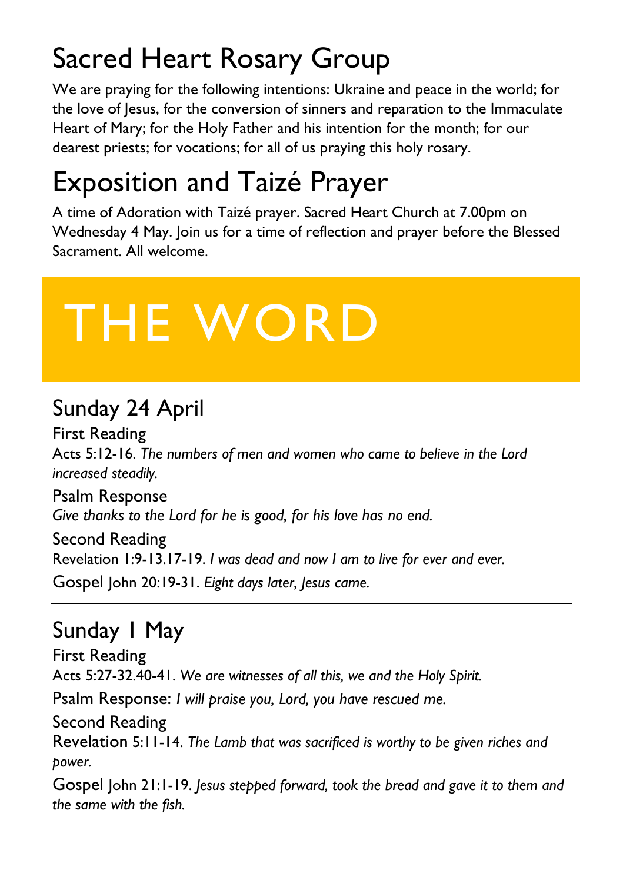## Sacred Heart Rosary Group

We are praying for the following intentions: Ukraine and peace in the world; for the love of Jesus, for the conversion of sinners and reparation to the Immaculate Heart of Mary; for the Holy Father and his intention for the month; for our dearest priests; for vocations; for all of us praying this holy rosary.

## Exposition and Taizé Prayer

A time of Adoration with Taizé prayer. Sacred Heart Church at 7.00pm on Wednesday 4 May. Join us for a time of reflection and prayer before the Blessed Sacrament. All welcome.

# THE WORD

## Sunday 24 April

First Reading
Acts 5:12-16. *The numbers of men and women who came to believe in the Lord increased steadily.*

Psalm Response
*Give thanks to the Lord for he is good, for his love has no end.*

Second Reading
Revelation 1:9-13.17-19. *I was dead and now I am to live for ever and ever.*

Gospel John 20:19-31. *Eight days later, Jesus came.*

---

## Sunday 1 May

First Reading
Acts 5:27-32.40-41. *We are witnesses of all this, we and the Holy Spirit.*

Psalm Response: *I will praise you, Lord, you have rescued me.*

Second Reading
Revelation 5:11-14. *The Lamb that was sacrificed is worthy to be given riches and power.*

Gospel John 21:1-19. *Jesus stepped forward, took the bread and gave it to them and the same with the fish.*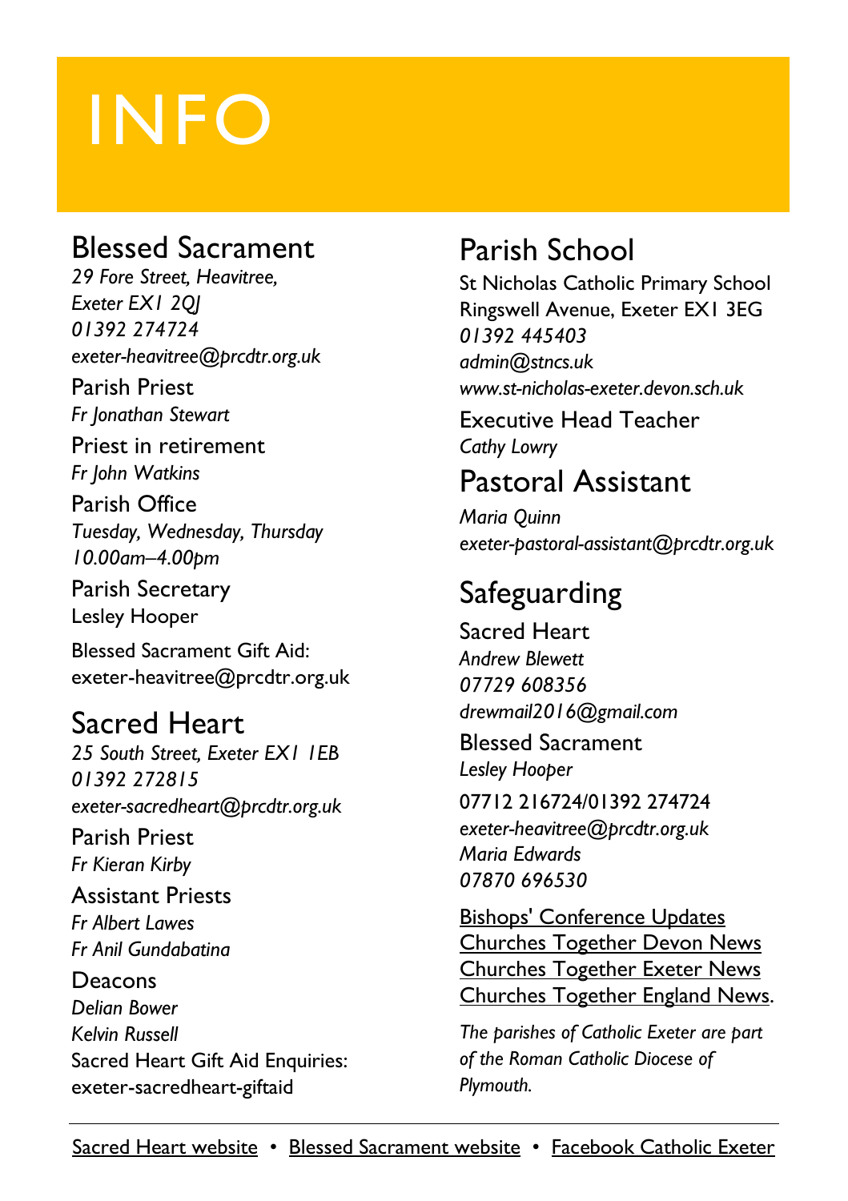# INFO

## Blessed Sacrament

*29 Fore Street, Heavitree,*
*Exeter EX1 2QJ*
*01392 274724*
*exeter-heavitree@prcdtr.org.uk*

Parish Priest
*Fr Jonathan Stewart*

Priest in retirement
*Fr John Watkins*

Parish Office
*Tuesday, Wednesday, Thursday*
*10.00am–4.00pm*

Parish Secretary
Lesley Hooper

Blessed Sacrament Gift Aid:
exeter-heavitree@prcdtr.org.uk

## Sacred Heart

*25 South Street, Exeter EX1 1EB*
*01392 272815*
*exeter-sacredheart@prcdtr.org.uk*

Parish Priest
*Fr Kieran Kirby*

Assistant Priests
*Fr Albert Lawes*
*Fr Anil Gundabatina*

Deacons
*Delian Bower*
*Kelvin Russell*

Sacred Heart Gift Aid Enquiries:
exeter-sacredheart-giftaid

## Parish School

St Nicholas Catholic Primary School
Ringswell Avenue, Exeter EX1 3EG
*01392 445403*
*admin@stncs.uk*
*www.st-nicholas-exeter.devon.sch.uk*

Executive Head Teacher
*Cathy Lowry*

## Pastoral Assistant

*Maria Quinn*
*exeter-pastoral-assistant@prcdtr.org.uk*

## Safeguarding

Sacred Heart
*Andrew Blewett*
*07729 608356*
*drewmail2016@gmail.com*

Blessed Sacrament
*Lesley Hooper*
07712 216724/01392 274724
*exeter-heavitree@prcdtr.org.uk*
*Maria Edwards*
*07870 696530*

Bishops' Conference Updates
Churches Together Devon News
Churches Together Exeter News
Churches Together England News.

*The parishes of Catholic Exeter are part of the Roman Catholic Diocese of Plymouth.*

---

Sacred Heart website • Blessed Sacrament website • Facebook Catholic Exeter